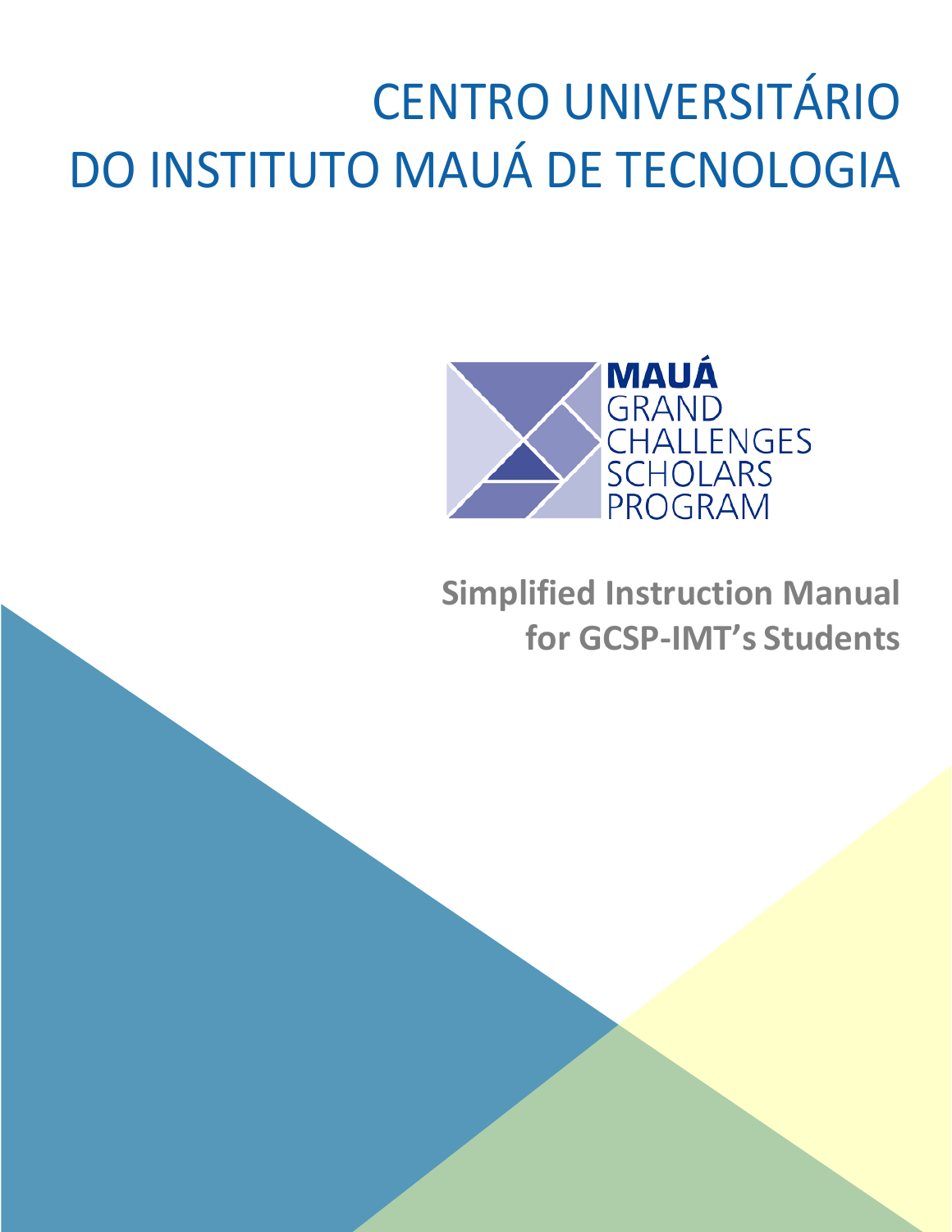# CENTRO UNIVERSITÁRIO DO INSTITUTO MAUÁ DE TECNOLOGIA

**MAUÁ**
GRAND CHALLENGES SCHOLARS PROGRAM

## Simplified Instruction Manual for GCSP-IMT's Students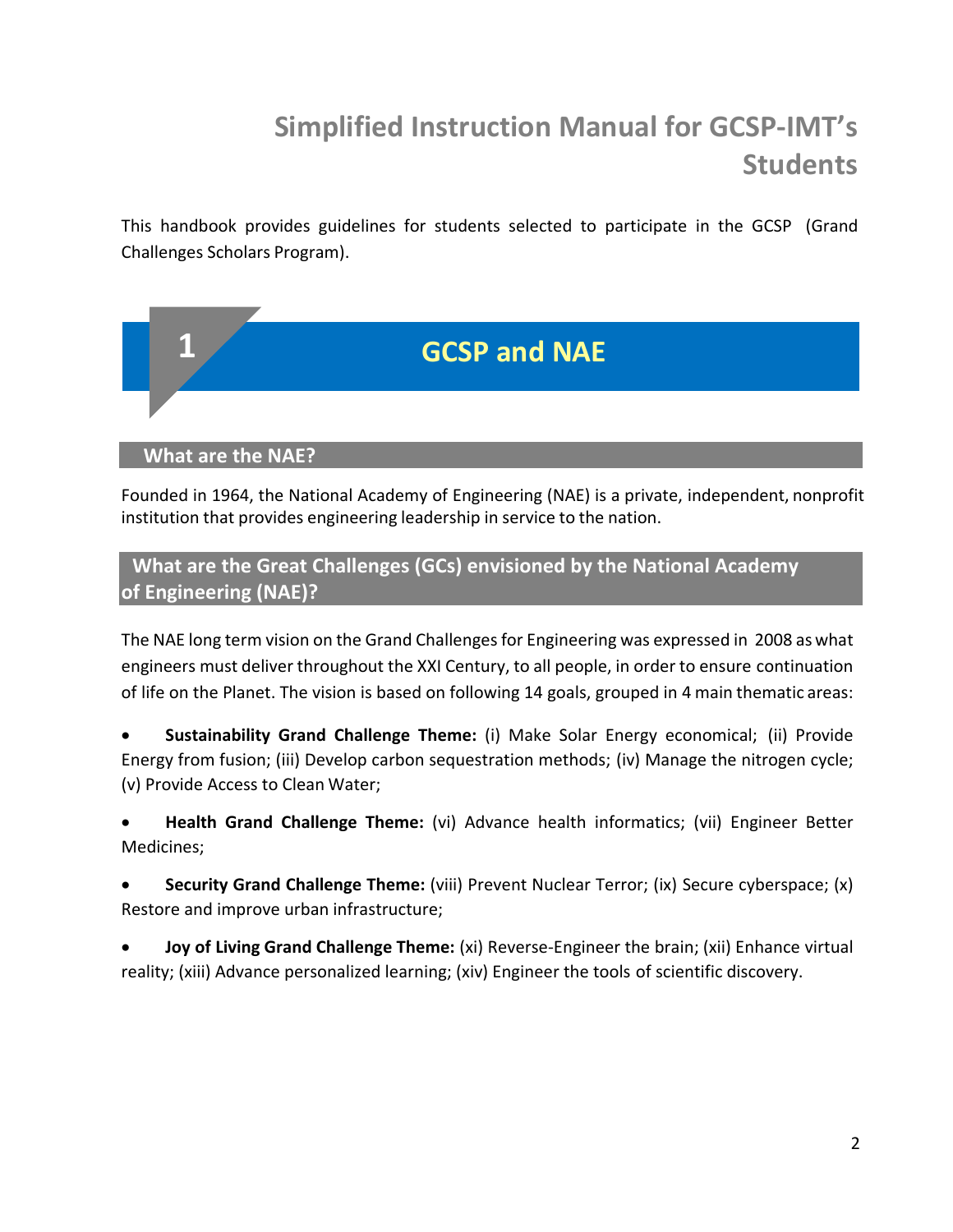# Simplified Instruction Manual for GCSP-IMT's Students

This handbook provides guidelines for students selected to participate in the GCSP (Grand Challenges Scholars Program).

## 1 GCSP and NAE

### What are the NAE?

Founded in 1964, the National Academy of Engineering (NAE) is a private, independent, nonprofit institution that provides engineering leadership in service to the nation.

### What are the Great Challenges (GCs) envisioned by the National Academy of Engineering (NAE)?

The NAE long term vision on the Grand Challenges for Engineering was expressed in 2008 as what engineers must deliver throughout the XXI Century, to all people, in order to ensure continuation of life on the Planet. The vision is based on following 14 goals, grouped in 4 main thematic areas:

- **Sustainability Grand Challenge Theme:** (i) Make Solar Energy economical; (ii) Provide Energy from fusion; (iii) Develop carbon sequestration methods; (iv) Manage the nitrogen cycle; (v) Provide Access to Clean Water;
- **Health Grand Challenge Theme:** (vi) Advance health informatics; (vii) Engineer Better Medicines;
- **Security Grand Challenge Theme:** (viii) Prevent Nuclear Terror; (ix) Secure cyberspace; (x) Restore and improve urban infrastructure;
- **Joy of Living Grand Challenge Theme:** (xi) Reverse-Engineer the brain; (xii) Enhance virtual reality; (xiii) Advance personalized learning; (xiv) Engineer the tools of scientific discovery.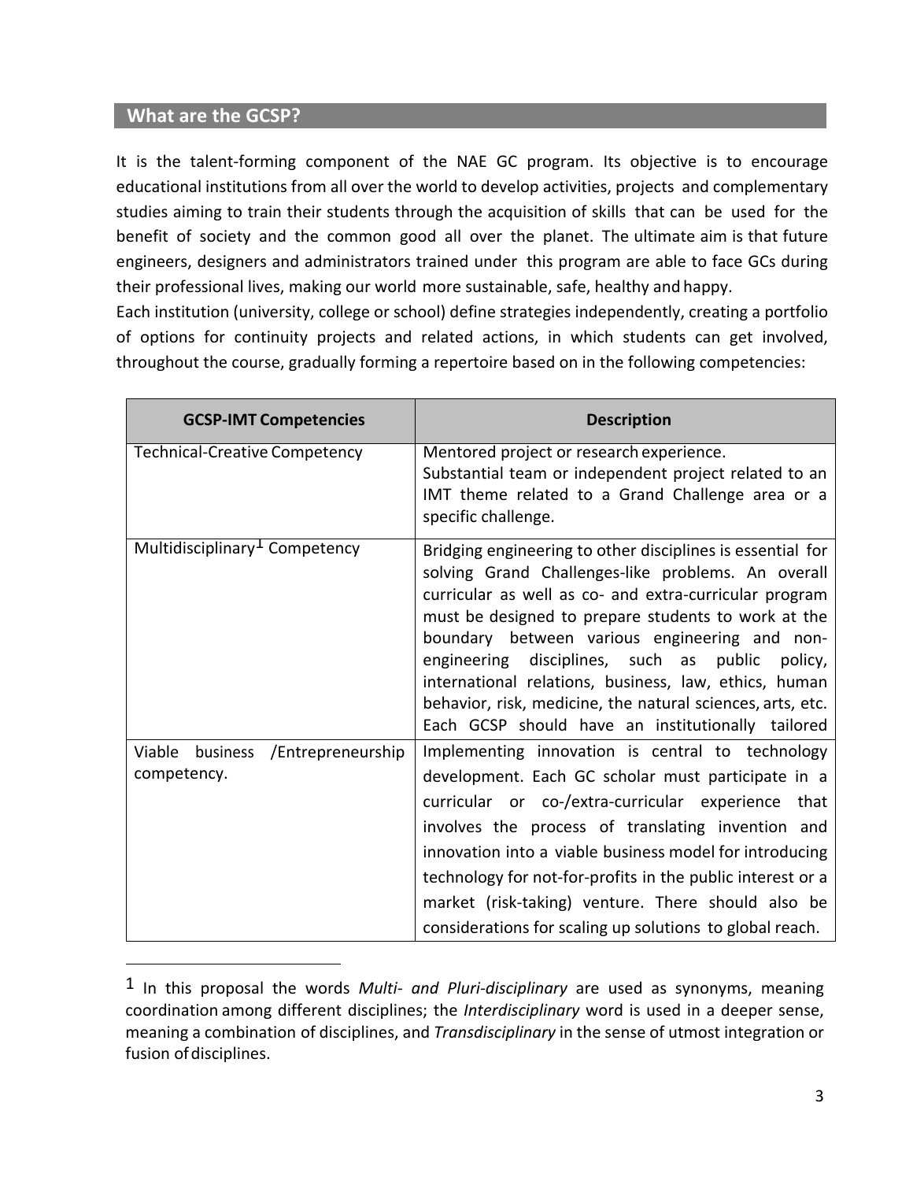## What are the GCSP?

It is the talent-forming component of the NAE GC program. Its objective is to encourage educational institutions from all over the world to develop activities, projects and complementary studies aiming to train their students through the acquisition of skills that can be used for the benefit of society and the common good all over the planet. The ultimate aim is that future engineers, designers and administrators trained under this program are able to face GCs during their professional lives, making our world more sustainable, safe, healthy and happy.
Each institution (university, college or school) define strategies independently, creating a portfolio of options for continuity projects and related actions, in which students can get involved, throughout the course, gradually forming a repertoire based on in the following competencies:

| GCSP-IMT Competencies | Description |
| --- | --- |
| Technical-Creative Competency | Mentored project or research experience.<br>Substantial team or independent project related to an IMT theme related to a Grand Challenge area or a specific challenge. |
| Multidisciplinary[1] Competency | Bridging engineering to other disciplines is essential for solving Grand Challenges-like problems. An overall curricular as well as co- and extra-curricular program must be designed to prepare students to work at the boundary between various engineering and non-engineering disciplines, such as public policy, international relations, business, law, ethics, human behavior, risk, medicine, the natural sciences, arts, etc. Each GCSP should have an institutionally tailored |
| Viable business /Entrepreneurship competency. | Implementing innovation is central to technology development. Each GC scholar must participate in a curricular or co-/extra-curricular experience that involves the process of translating invention and innovation into a viable business model for introducing technology for not-for-profits in the public interest or a market (risk-taking) venture. There should also be considerations for scaling up solutions to global reach. |

[1] In this proposal the words *Multi- and Pluri-disciplinary* are used as synonyms, meaning coordination among different disciplines; the *Interdisciplinary* word is used in a deeper sense, meaning a combination of disciplines, and *Transdisciplinary* in the sense of utmost integration or fusion of disciplines.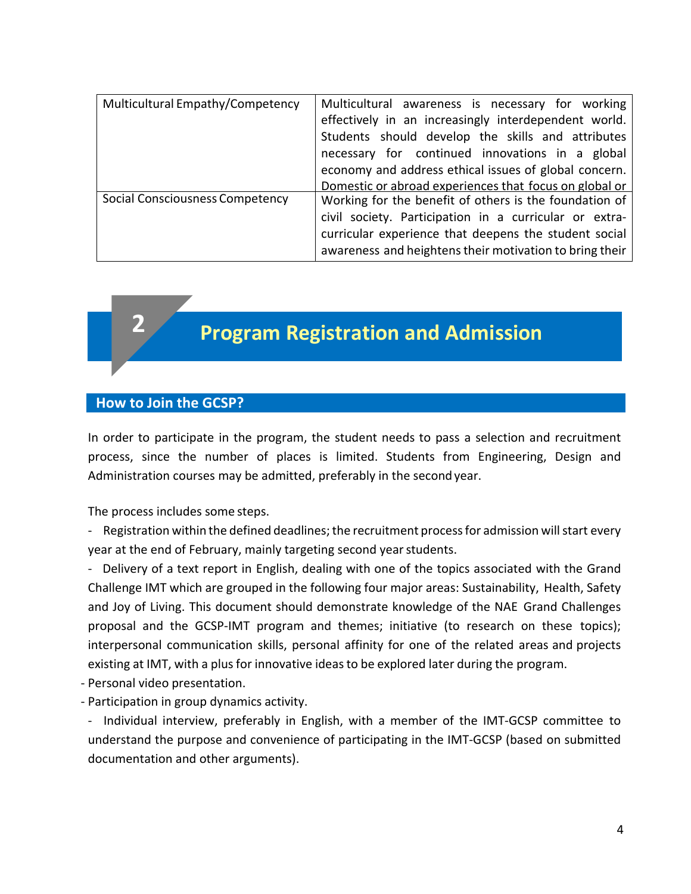| Multicultural Empathy/Competency | Multicultural awareness is necessary for working effectively in an increasingly interdependent world. Students should develop the skills and attributes necessary for continued innovations in a global economy and address ethical issues of global concern. Domestic or abroad experiences that focus on global or |
|---|---|
| Social Consciousness Competency | Working for the benefit of others is the foundation of civil society. Participation in a curricular or extra-curricular experience that deepens the student social awareness and heightens their motivation to bring their |

# 2 Program Registration and Admission

## How to Join the GCSP?

In order to participate in the program, the student needs to pass a selection and recruitment process, since the number of places is limited. Students from Engineering, Design and Administration courses may be admitted, preferably in the second year.

The process includes some steps.

- Registration within the defined deadlines; the recruitment process for admission will start every year at the end of February, mainly targeting second year students.
- Delivery of a text report in English, dealing with one of the topics associated with the Grand Challenge IMT which are grouped in the following four major areas: Sustainability, Health, Safety and Joy of Living. This document should demonstrate knowledge of the NAE Grand Challenges proposal and the GCSP-IMT program and themes; initiative (to research on these topics); interpersonal communication skills, personal affinity for one of the related areas and projects existing at IMT, with a plus for innovative ideas to be explored later during the program.
- Personal video presentation.
- Participation in group dynamics activity.
- Individual interview, preferably in English, with a member of the IMT-GCSP committee to understand the purpose and convenience of participating in the IMT-GCSP (based on submitted documentation and other arguments).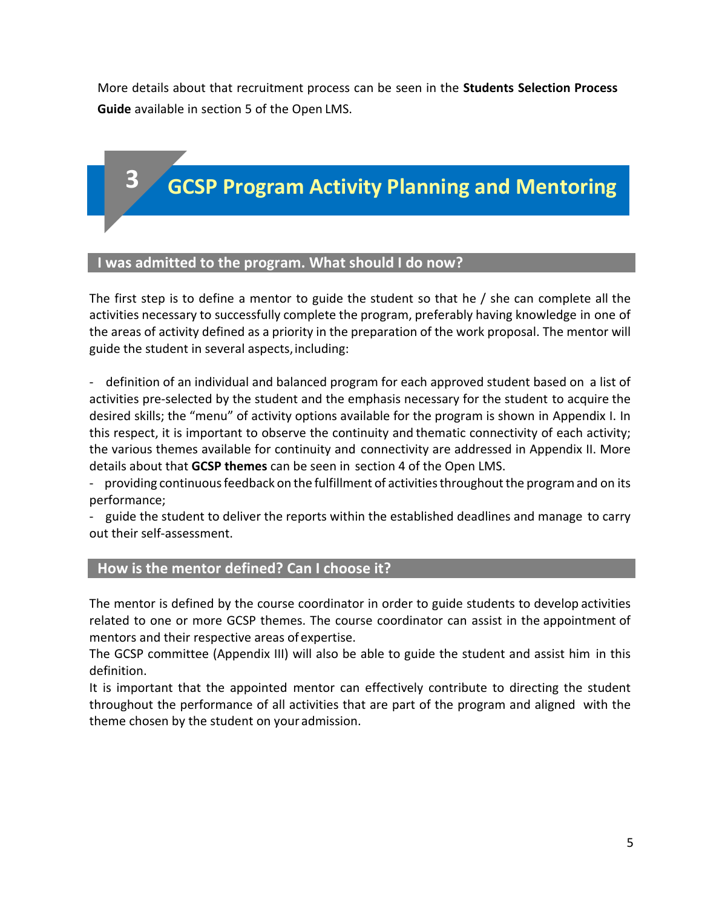More details about that recruitment process can be seen in the **Students Selection Process Guide** available in section 5 of the Open LMS.

# 3 GCSP Program Activity Planning and Mentoring

## I was admitted to the program. What should I do now?

The first step is to define a mentor to guide the student so that he / she can complete all the activities necessary to successfully complete the program, preferably having knowledge in one of the areas of activity defined as a priority in the preparation of the work proposal. The mentor will guide the student in several aspects, including:

- definition of an individual and balanced program for each approved student based on a list of activities pre-selected by the student and the emphasis necessary for the student to acquire the desired skills; the "menu" of activity options available for the program is shown in Appendix I. In this respect, it is important to observe the continuity and thematic connectivity of each activity; the various themes available for continuity and connectivity are addressed in Appendix II. More details about that **GCSP themes** can be seen in section 4 of the Open LMS.
- providing continuous feedback on the fulfillment of activities throughout the program and on its performance;
- guide the student to deliver the reports within the established deadlines and manage to carry out their self-assessment.

## How is the mentor defined? Can I choose it?

The mentor is defined by the course coordinator in order to guide students to develop activities related to one or more GCSP themes. The course coordinator can assist in the appointment of mentors and their respective areas of expertise.

The GCSP committee (Appendix III) will also be able to guide the student and assist him in this definition.

It is important that the appointed mentor can effectively contribute to directing the student throughout the performance of all activities that are part of the program and aligned with the theme chosen by the student on your admission.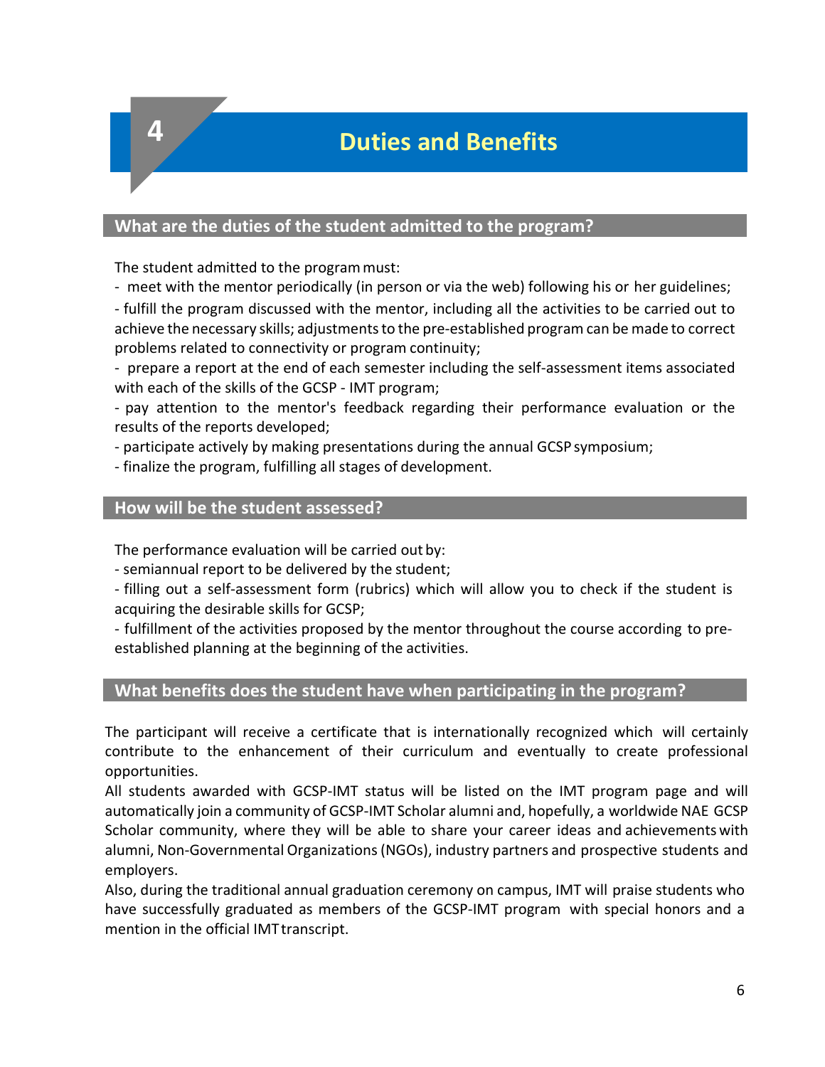# 4 Duties and Benefits

## What are the duties of the student admitted to the program?

The student admitted to the program must:

- meet with the mentor periodically (in person or via the web) following his or her guidelines;
- fulfill the program discussed with the mentor, including all the activities to be carried out to achieve the necessary skills; adjustments to the pre-established program can be made to correct problems related to connectivity or program continuity;
- prepare a report at the end of each semester including the self-assessment items associated with each of the skills of the GCSP - IMT program;
- pay attention to the mentor's feedback regarding their performance evaluation or the results of the reports developed;
- participate actively by making presentations during the annual GCSP symposium;
- finalize the program, fulfilling all stages of development.

## How will be the student assessed?

The performance evaluation will be carried out by:

- semiannual report to be delivered by the student;
- filling out a self-assessment form (rubrics) which will allow you to check if the student is acquiring the desirable skills for GCSP;
- fulfillment of the activities proposed by the mentor throughout the course according to pre-established planning at the beginning of the activities.

## What benefits does the student have when participating in the program?

The participant will receive a certificate that is internationally recognized which will certainly contribute to the enhancement of their curriculum and eventually to create professional opportunities.

All students awarded with GCSP-IMT status will be listed on the IMT program page and will automatically join a community of GCSP-IMT Scholar alumni and, hopefully, a worldwide NAE GCSP Scholar community, where they will be able to share your career ideas and achievements with alumni, Non-Governmental Organizations (NGOs), industry partners and prospective students and employers.

Also, during the traditional annual graduation ceremony on campus, IMT will praise students who have successfully graduated as members of the GCSP-IMT program with special honors and a mention in the official IMT transcript.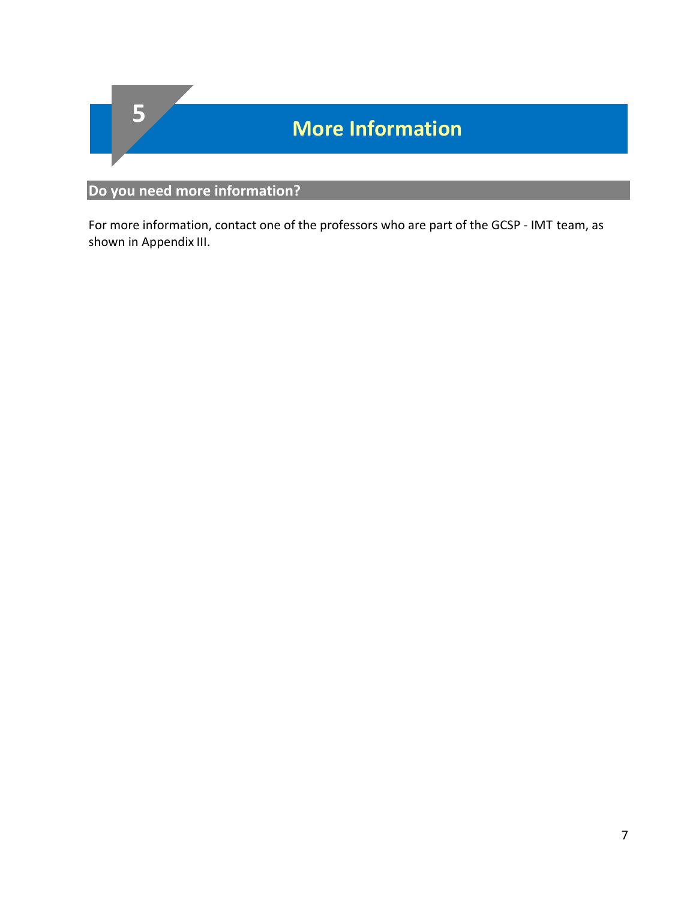# 5 More Information

## Do you need more information?

For more information, contact one of the professors who are part of the GCSP - IMT team, as shown in Appendix III.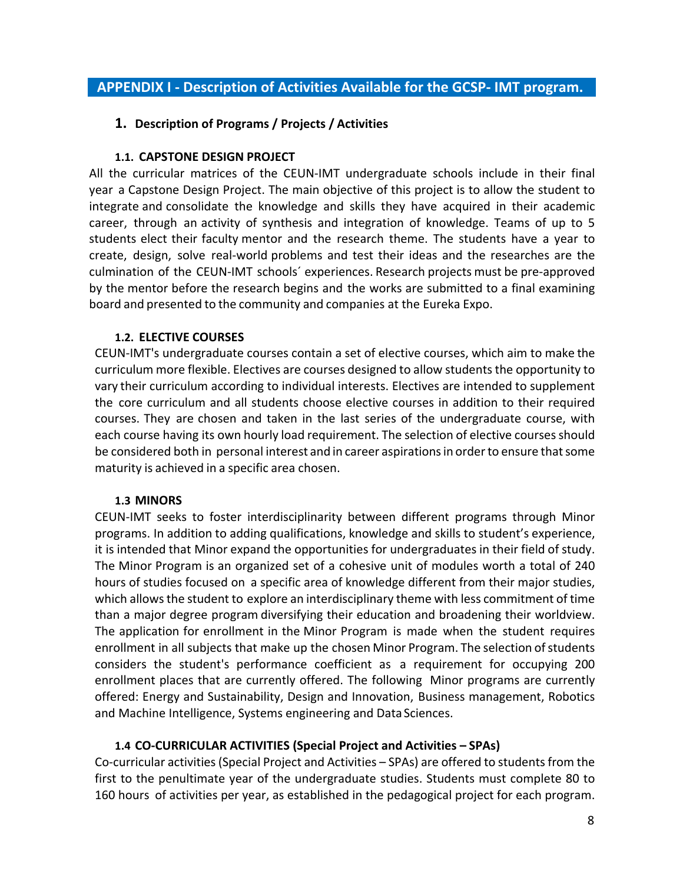## APPENDIX I - Description of Activities Available for the GCSP- IMT program.

### 1. Description of Programs / Projects / Activities

#### 1.1. CAPSTONE DESIGN PROJECT

All the curricular matrices of the CEUN-IMT undergraduate schools include in their final year a Capstone Design Project. The main objective of this project is to allow the student to integrate and consolidate the knowledge and skills they have acquired in their academic career, through an activity of synthesis and integration of knowledge. Teams of up to 5 students elect their faculty mentor and the research theme. The students have a year to create, design, solve real-world problems and test their ideas and the researches are the culmination of the CEUN-IMT schools´ experiences. Research projects must be pre-approved by the mentor before the research begins and the works are submitted to a final examining board and presented to the community and companies at the Eureka Expo.

#### 1.2. ELECTIVE COURSES

CEUN-IMT's undergraduate courses contain a set of elective courses, which aim to make the curriculum more flexible. Electives are courses designed to allow students the opportunity to vary their curriculum according to individual interests. Electives are intended to supplement the core curriculum and all students choose elective courses in addition to their required courses. They are chosen and taken in the last series of the undergraduate course, with each course having its own hourly load requirement. The selection of elective courses should be considered both in personal interest and in career aspirations in order to ensure that some maturity is achieved in a specific area chosen.

#### 1.3 MINORS

CEUN-IMT seeks to foster interdisciplinarity between different programs through Minor programs. In addition to adding qualifications, knowledge and skills to student's experience, it is intended that Minor expand the opportunities for undergraduates in their field of study. The Minor Program is an organized set of a cohesive unit of modules worth a total of 240 hours of studies focused on a specific area of knowledge different from their major studies, which allows the student to explore an interdisciplinary theme with less commitment of time than a major degree program diversifying their education and broadening their worldview. The application for enrollment in the Minor Program is made when the student requires enrollment in all subjects that make up the chosen Minor Program. The selection of students considers the student's performance coefficient as a requirement for occupying 200 enrollment places that are currently offered. The following Minor programs are currently offered: Energy and Sustainability, Design and Innovation, Business management, Robotics and Machine Intelligence, Systems engineering and Data Sciences.

#### 1.4 CO-CURRICULAR ACTIVITIES (Special Project and Activities – SPAs)

Co-curricular activities (Special Project and Activities – SPAs) are offered to students from the first to the penultimate year of the undergraduate studies. Students must complete 80 to 160 hours of activities per year, as established in the pedagogical project for each program.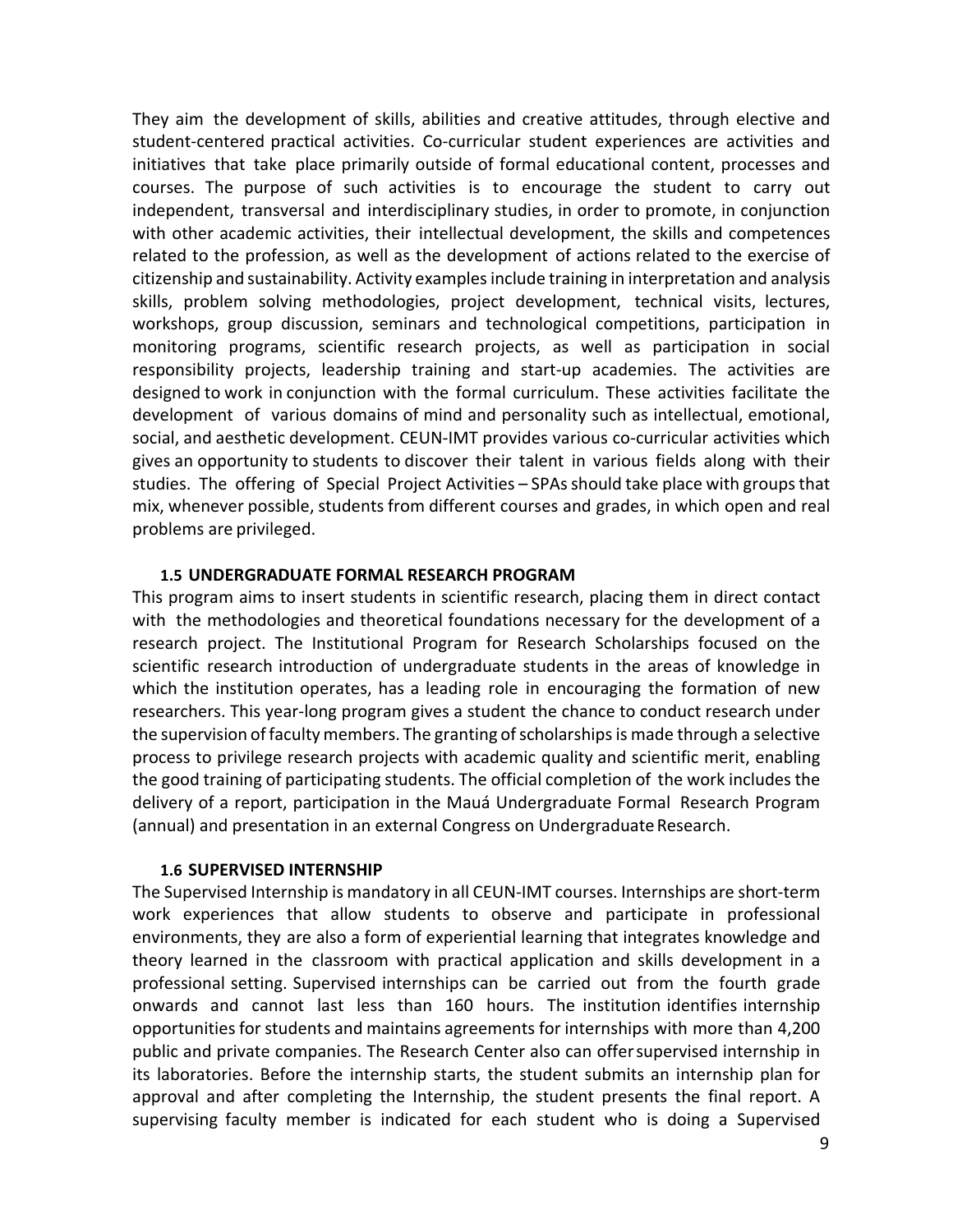They aim the development of skills, abilities and creative attitudes, through elective and student-centered practical activities. Co-curricular student experiences are activities and initiatives that take place primarily outside of formal educational content, processes and courses. The purpose of such activities is to encourage the student to carry out independent, transversal and interdisciplinary studies, in order to promote, in conjunction with other academic activities, their intellectual development, the skills and competences related to the profession, as well as the development of actions related to the exercise of citizenship and sustainability. Activity examples include training in interpretation and analysis skills, problem solving methodologies, project development, technical visits, lectures, workshops, group discussion, seminars and technological competitions, participation in monitoring programs, scientific research projects, as well as participation in social responsibility projects, leadership training and start-up academies. The activities are designed to work in conjunction with the formal curriculum. These activities facilitate the development of various domains of mind and personality such as intellectual, emotional, social, and aesthetic development. CEUN-IMT provides various co-curricular activities which gives an opportunity to students to discover their talent in various fields along with their studies. The offering of Special Project Activities – SPAs should take place with groups that mix, whenever possible, students from different courses and grades, in which open and real problems are privileged.

### 1.5 UNDERGRADUATE FORMAL RESEARCH PROGRAM

This program aims to insert students in scientific research, placing them in direct contact with the methodologies and theoretical foundations necessary for the development of a research project. The Institutional Program for Research Scholarships focused on the scientific research introduction of undergraduate students in the areas of knowledge in which the institution operates, has a leading role in encouraging the formation of new researchers. This year-long program gives a student the chance to conduct research under the supervision of faculty members. The granting of scholarships is made through a selective process to privilege research projects with academic quality and scientific merit, enabling the good training of participating students. The official completion of the work includes the delivery of a report, participation in the Mauá Undergraduate Formal Research Program (annual) and presentation in an external Congress on Undergraduate Research.

### 1.6 SUPERVISED INTERNSHIP

The Supervised Internship is mandatory in all CEUN-IMT courses. Internships are short-term work experiences that allow students to observe and participate in professional environments, they are also a form of experiential learning that integrates knowledge and theory learned in the classroom with practical application and skills development in a professional setting. Supervised internships can be carried out from the fourth grade onwards and cannot last less than 160 hours. The institution identifies internship opportunities for students and maintains agreements for internships with more than 4,200 public and private companies. The Research Center also can offer supervised internship in its laboratories. Before the internship starts, the student submits an internship plan for approval and after completing the Internship, the student presents the final report. A supervising faculty member is indicated for each student who is doing a Supervised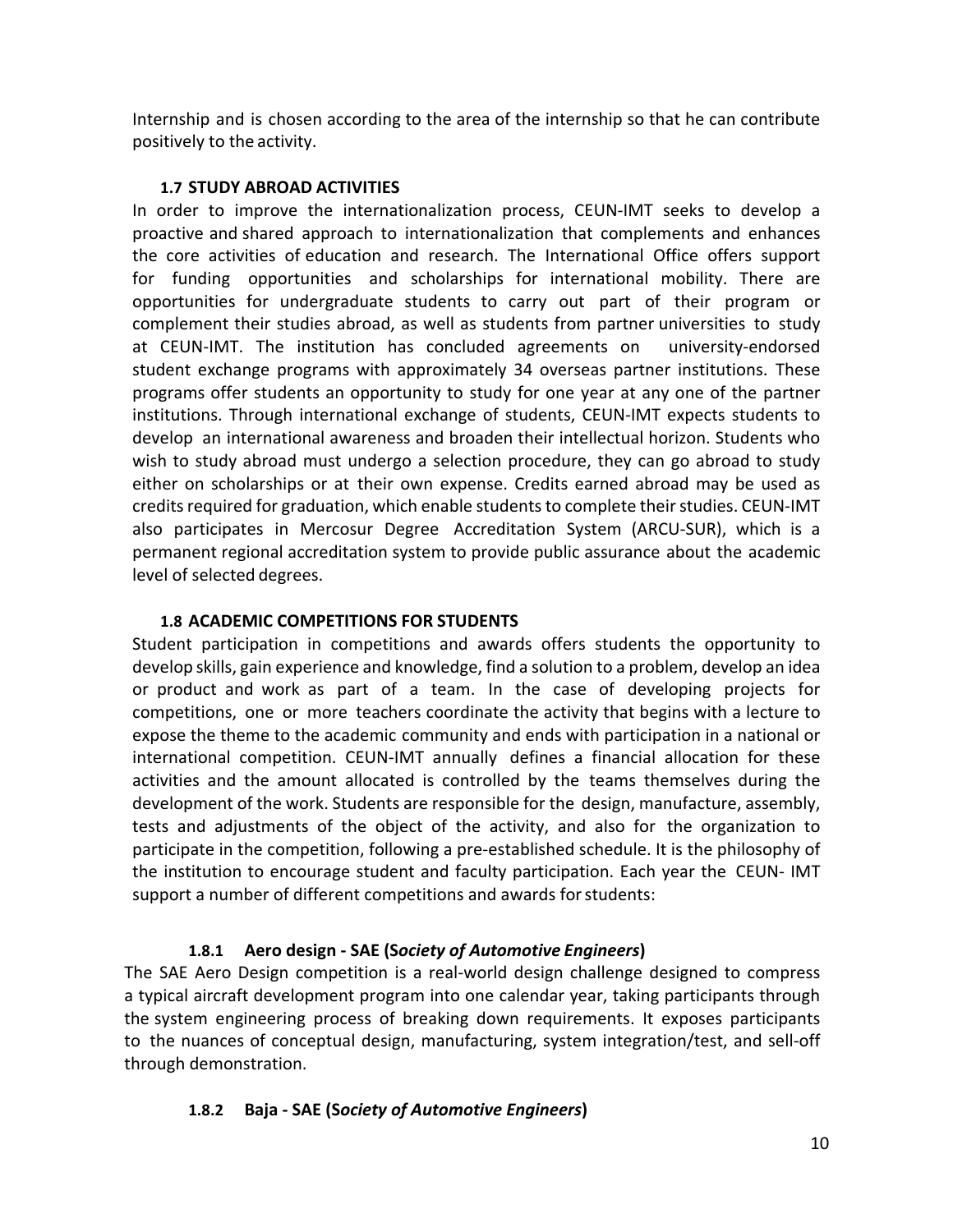Internship and is chosen according to the area of the internship so that he can contribute positively to the activity.

### 1.7 STUDY ABROAD ACTIVITIES

In order to improve the internationalization process, CEUN-IMT seeks to develop a proactive and shared approach to internationalization that complements and enhances the core activities of education and research. The International Office offers support for funding opportunities and scholarships for international mobility. There are opportunities for undergraduate students to carry out part of their program or complement their studies abroad, as well as students from partner universities to study at CEUN-IMT. The institution has concluded agreements on university-endorsed student exchange programs with approximately 34 overseas partner institutions. These programs offer students an opportunity to study for one year at any one of the partner institutions. Through international exchange of students, CEUN-IMT expects students to develop an international awareness and broaden their intellectual horizon. Students who wish to study abroad must undergo a selection procedure, they can go abroad to study either on scholarships or at their own expense. Credits earned abroad may be used as credits required for graduation, which enable students to complete their studies. CEUN-IMT also participates in Mercosur Degree Accreditation System (ARCU-SUR), which is a permanent regional accreditation system to provide public assurance about the academic level of selected degrees.

### 1.8 ACADEMIC COMPETITIONS FOR STUDENTS

Student participation in competitions and awards offers students the opportunity to develop skills, gain experience and knowledge, find a solution to a problem, develop an idea or product and work as part of a team. In the case of developing projects for competitions, one or more teachers coordinate the activity that begins with a lecture to expose the theme to the academic community and ends with participation in a national or international competition. CEUN-IMT annually defines a financial allocation for these activities and the amount allocated is controlled by the teams themselves during the development of the work. Students are responsible for the design, manufacture, assembly, tests and adjustments of the object of the activity, and also for the organization to participate in the competition, following a pre-established schedule. It is the philosophy of the institution to encourage student and faculty participation. Each year the CEUN- IMT support a number of different competitions and awards for students:

#### 1.8.1 Aero design - SAE (S*ociety of Automotive Engineers*)

The SAE Aero Design competition is a real-world design challenge designed to compress a typical aircraft development program into one calendar year, taking participants through the system engineering process of breaking down requirements. It exposes participants to the nuances of conceptual design, manufacturing, system integration/test, and sell-off through demonstration.

#### 1.8.2 Baja - SAE (S*ociety of Automotive Engineers*)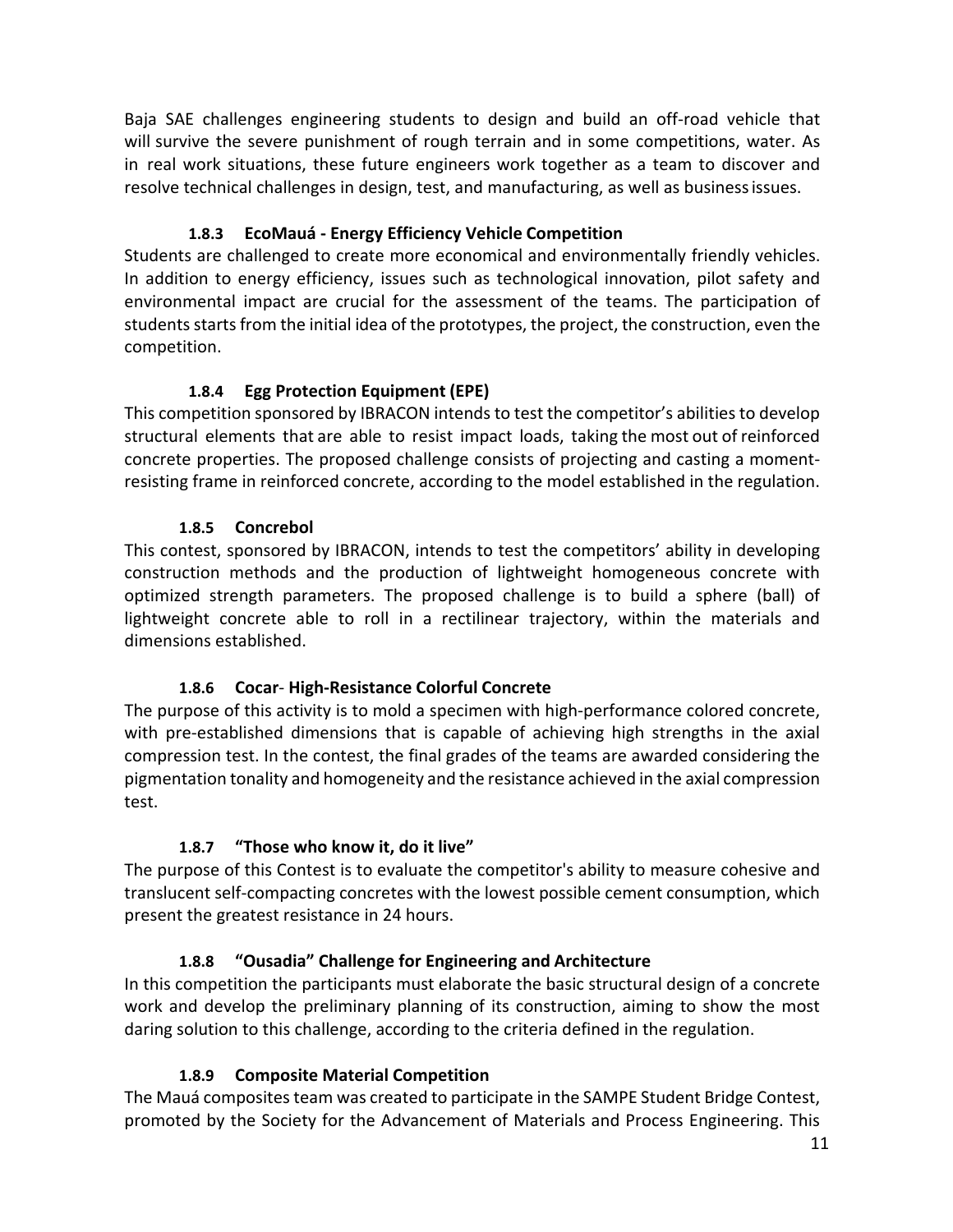Baja SAE challenges engineering students to design and build an off-road vehicle that will survive the severe punishment of rough terrain and in some competitions, water. As in real work situations, these future engineers work together as a team to discover and resolve technical challenges in design, test, and manufacturing, as well as business issues.

#### 1.8.3 EcoMauá - Energy Efficiency Vehicle Competition

Students are challenged to create more economical and environmentally friendly vehicles. In addition to energy efficiency, issues such as technological innovation, pilot safety and environmental impact are crucial for the assessment of the teams. The participation of students starts from the initial idea of the prototypes, the project, the construction, even the competition.

#### 1.8.4 Egg Protection Equipment (EPE)

This competition sponsored by IBRACON intends to test the competitor's abilities to develop structural elements that are able to resist impact loads, taking the most out of reinforced concrete properties. The proposed challenge consists of projecting and casting a moment-resisting frame in reinforced concrete, according to the model established in the regulation.

#### 1.8.5 Concrebol

This contest, sponsored by IBRACON, intends to test the competitors' ability in developing construction methods and the production of lightweight homogeneous concrete with optimized strength parameters. The proposed challenge is to build a sphere (ball) of lightweight concrete able to roll in a rectilinear trajectory, within the materials and dimensions established.

#### 1.8.6 Cocar- High-Resistance Colorful Concrete

The purpose of this activity is to mold a specimen with high-performance colored concrete, with pre-established dimensions that is capable of achieving high strengths in the axial compression test. In the contest, the final grades of the teams are awarded considering the pigmentation tonality and homogeneity and the resistance achieved in the axial compression test.

#### 1.8.7 "Those who know it, do it live"

The purpose of this Contest is to evaluate the competitor's ability to measure cohesive and translucent self-compacting concretes with the lowest possible cement consumption, which present the greatest resistance in 24 hours.

#### 1.8.8 "Ousadia" Challenge for Engineering and Architecture

In this competition the participants must elaborate the basic structural design of a concrete work and develop the preliminary planning of its construction, aiming to show the most daring solution to this challenge, according to the criteria defined in the regulation.

#### 1.8.9 Composite Material Competition

The Mauá composites team was created to participate in the SAMPE Student Bridge Contest, promoted by the Society for the Advancement of Materials and Process Engineering. This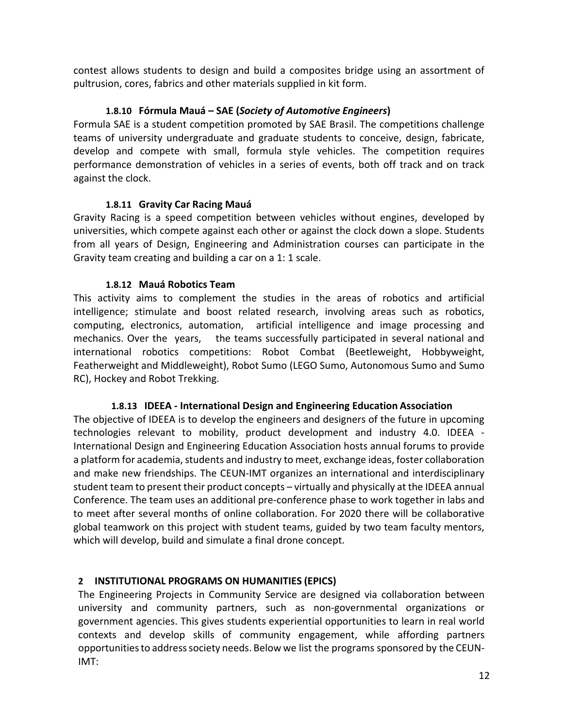contest allows students to design and build a composites bridge using an assortment of pultrusion, cores, fabrics and other materials supplied in kit form.

#### 1.8.10 Fórmula Mauá – SAE (*Society of Automotive Engineers*)

Formula SAE is a student competition promoted by SAE Brasil. The competitions challenge teams of university undergraduate and graduate students to conceive, design, fabricate, develop and compete with small, formula style vehicles. The competition requires performance demonstration of vehicles in a series of events, both off track and on track against the clock.

#### 1.8.11 Gravity Car Racing Mauá

Gravity Racing is a speed competition between vehicles without engines, developed by universities, which compete against each other or against the clock down a slope. Students from all years of Design, Engineering and Administration courses can participate in the Gravity team creating and building a car on a 1: 1 scale.

#### 1.8.12 Mauá Robotics Team

This activity aims to complement the studies in the areas of robotics and artificial intelligence; stimulate and boost related research, involving areas such as robotics, computing, electronics, automation, artificial intelligence and image processing and mechanics. Over the years, the teams successfully participated in several national and international robotics competitions: Robot Combat (Beetleweight, Hobbyweight, Featherweight and Middleweight), Robot Sumo (LEGO Sumo, Autonomous Sumo and Sumo RC), Hockey and Robot Trekking.

#### 1.8.13 IDEEA - International Design and Engineering Education Association

The objective of IDEEA is to develop the engineers and designers of the future in upcoming technologies relevant to mobility, product development and industry 4.0. IDEEA - International Design and Engineering Education Association hosts annual forums to provide a platform for academia, students and industry to meet, exchange ideas, foster collaboration and make new friendships. The CEUN-IMT organizes an international and interdisciplinary student team to present their product concepts – virtually and physically at the IDEEA annual Conference. The team uses an additional pre-conference phase to work together in labs and to meet after several months of online collaboration. For 2020 there will be collaborative global teamwork on this project with student teams, guided by two team faculty mentors, which will develop, build and simulate a final drone concept.

## 2 INSTITUTIONAL PROGRAMS ON HUMANITIES (EPICS)

The Engineering Projects in Community Service are designed via collaboration between university and community partners, such as non-governmental organizations or government agencies. This gives students experiential opportunities to learn in real world contexts and develop skills of community engagement, while affording partners opportunities to address society needs. Below we list the programs sponsored by the CEUN-IMT: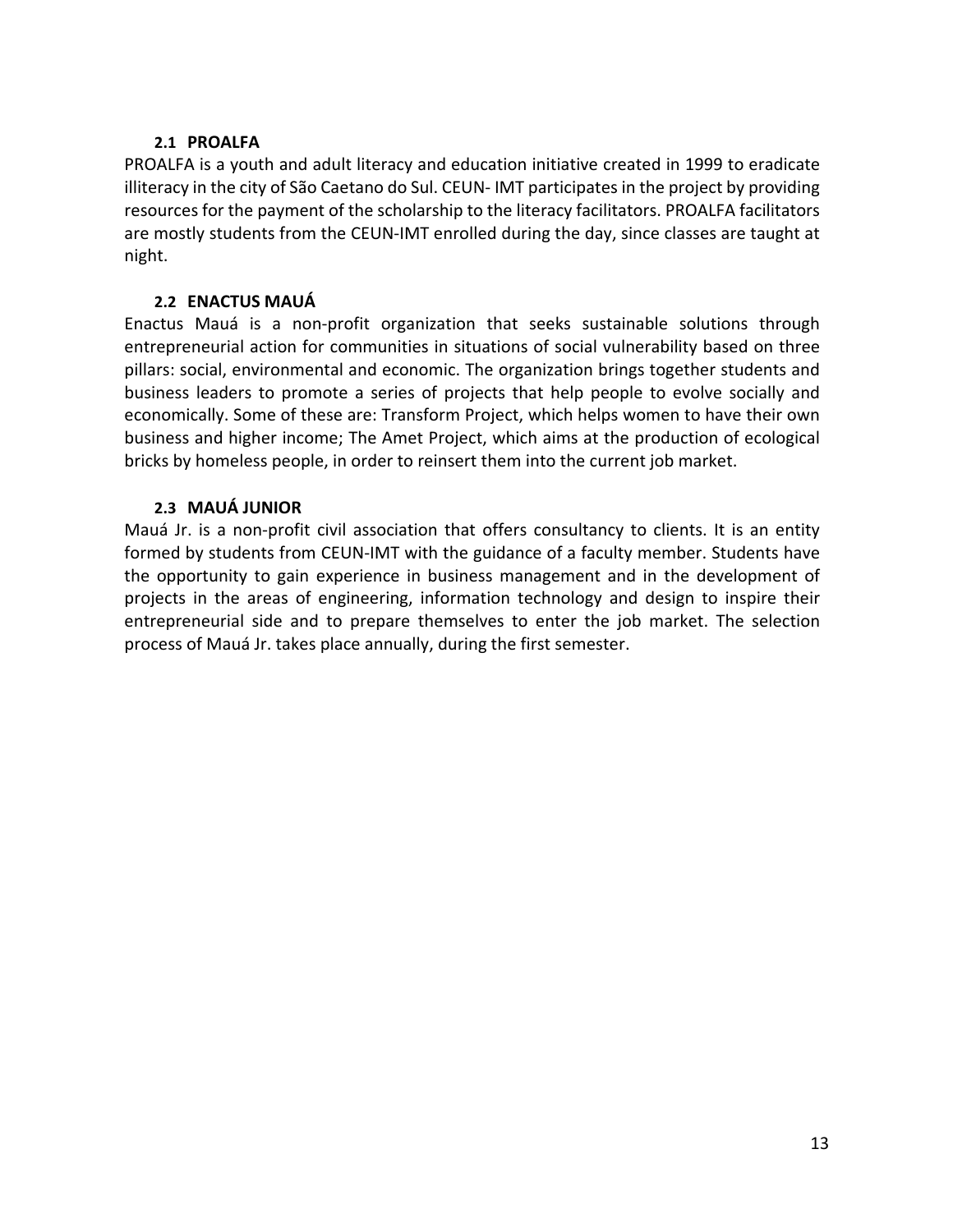### 2.1 PROALFA

PROALFA is a youth and adult literacy and education initiative created in 1999 to eradicate illiteracy in the city of São Caetano do Sul. CEUN- IMT participates in the project by providing resources for the payment of the scholarship to the literacy facilitators. PROALFA facilitators are mostly students from the CEUN-IMT enrolled during the day, since classes are taught at night.

### 2.2 ENACTUS MAUÁ

Enactus Mauá is a non-profit organization that seeks sustainable solutions through entrepreneurial action for communities in situations of social vulnerability based on three pillars: social, environmental and economic. The organization brings together students and business leaders to promote a series of projects that help people to evolve socially and economically. Some of these are: Transform Project, which helps women to have their own business and higher income; The Amet Project, which aims at the production of ecological bricks by homeless people, in order to reinsert them into the current job market.

### 2.3 MAUÁ JUNIOR

Mauá Jr. is a non-profit civil association that offers consultancy to clients. It is an entity formed by students from CEUN-IMT with the guidance of a faculty member. Students have the opportunity to gain experience in business management and in the development of projects in the areas of engineering, information technology and design to inspire their entrepreneurial side and to prepare themselves to enter the job market. The selection process of Mauá Jr. takes place annually, during the first semester.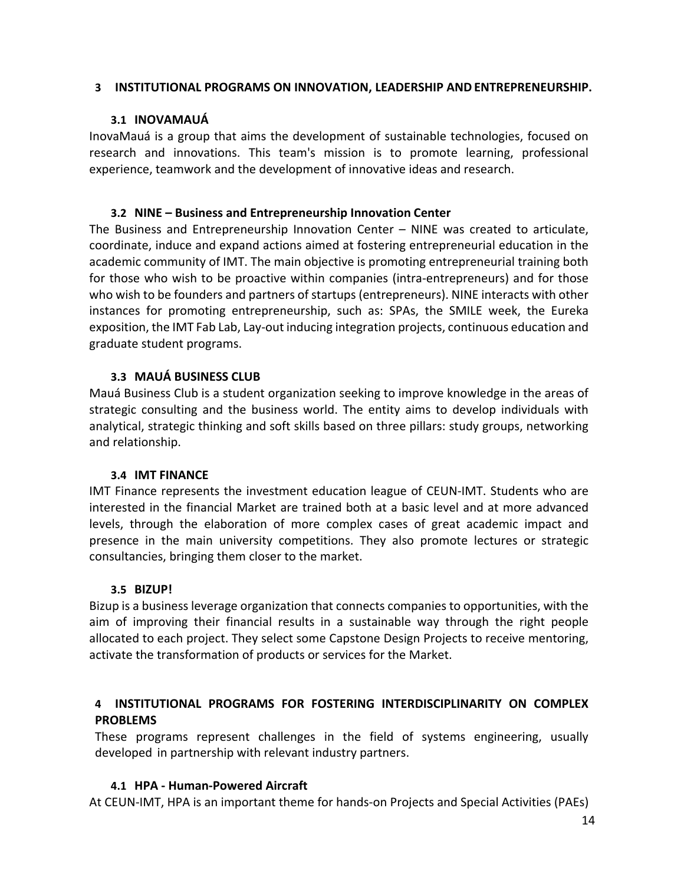# 3 INSTITUTIONAL PROGRAMS ON INNOVATION, LEADERSHIP AND ENTREPRENEURSHIP.

## 3.1 INOVAMAUÁ

InovaMauá is a group that aims the development of sustainable technologies, focused on research and innovations. This team's mission is to promote learning, professional experience, teamwork and the development of innovative ideas and research.

## 3.2 NINE – Business and Entrepreneurship Innovation Center

The Business and Entrepreneurship Innovation Center – NINE was created to articulate, coordinate, induce and expand actions aimed at fostering entrepreneurial education in the academic community of IMT. The main objective is promoting entrepreneurial training both for those who wish to be proactive within companies (intra-entrepreneurs) and for those who wish to be founders and partners of startups (entrepreneurs). NINE interacts with other instances for promoting entrepreneurship, such as: SPAs, the SMILE week, the Eureka exposition, the IMT Fab Lab, Lay-out inducing integration projects, continuous education and graduate student programs.

## 3.3 MAUÁ BUSINESS CLUB

Mauá Business Club is a student organization seeking to improve knowledge in the areas of strategic consulting and the business world. The entity aims to develop individuals with analytical, strategic thinking and soft skills based on three pillars: study groups, networking and relationship.

## 3.4 IMT FINANCE

IMT Finance represents the investment education league of CEUN-IMT. Students who are interested in the financial Market are trained both at a basic level and at more advanced levels, through the elaboration of more complex cases of great academic impact and presence in the main university competitions. They also promote lectures or strategic consultancies, bringing them closer to the market.

## 3.5 BIZUP!

Bizup is a business leverage organization that connects companies to opportunities, with the aim of improving their financial results in a sustainable way through the right people allocated to each project. They select some Capstone Design Projects to receive mentoring, activate the transformation of products or services for the Market.

# 4 INSTITUTIONAL PROGRAMS FOR FOSTERING INTERDISCIPLINARITY ON COMPLEX PROBLEMS

These programs represent challenges in the field of systems engineering, usually developed in partnership with relevant industry partners.

## 4.1 HPA - Human-Powered Aircraft

At CEUN-IMT, HPA is an important theme for hands-on Projects and Special Activities (PAEs)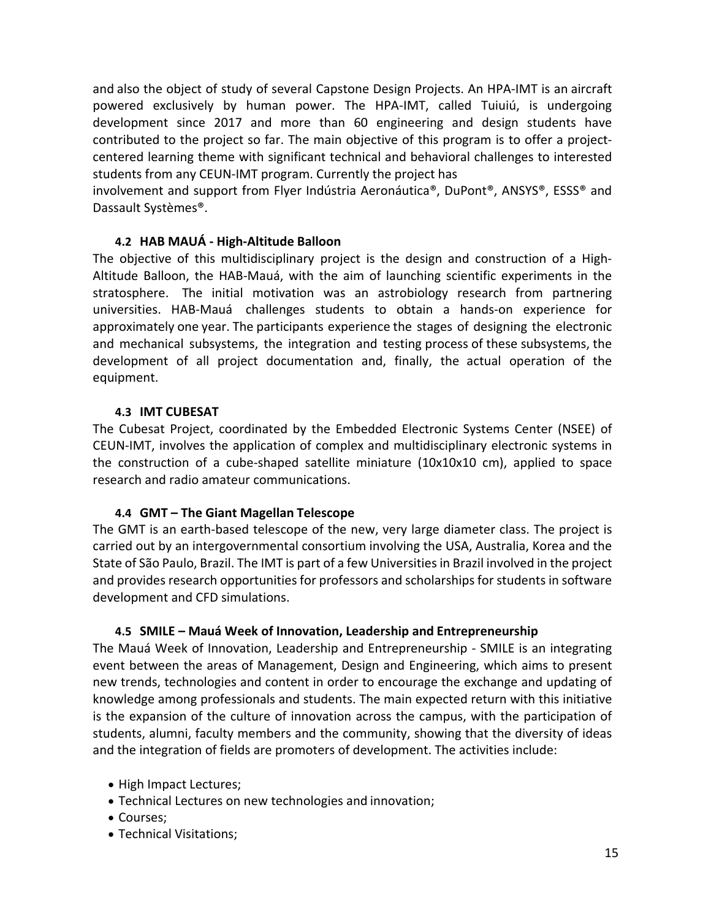and also the object of study of several Capstone Design Projects. An HPA-IMT is an aircraft powered exclusively by human power. The HPA-IMT, called Tuiuiú, is undergoing development since 2017 and more than 60 engineering and design students have contributed to the project so far. The main objective of this program is to offer a project-centered learning theme with significant technical and behavioral challenges to interested students from any CEUN-IMT program. Currently the project has involvement and support from Flyer Indústria Aeronáutica®, DuPont®, ANSYS®, ESSS® and Dassault Systèmes®.

### 4.2 HAB MAUÁ - High-Altitude Balloon

The objective of this multidisciplinary project is the design and construction of a High-Altitude Balloon, the HAB-Mauá, with the aim of launching scientific experiments in the stratosphere. The initial motivation was an astrobiology research from partnering universities. HAB-Mauá challenges students to obtain a hands-on experience for approximately one year. The participants experience the stages of designing the electronic and mechanical subsystems, the integration and testing process of these subsystems, the development of all project documentation and, finally, the actual operation of the equipment.

### 4.3 IMT CUBESAT

The Cubesat Project, coordinated by the Embedded Electronic Systems Center (NSEE) of CEUN-IMT, involves the application of complex and multidisciplinary electronic systems in the construction of a cube-shaped satellite miniature (10x10x10 cm), applied to space research and radio amateur communications.

### 4.4 GMT – The Giant Magellan Telescope

The GMT is an earth-based telescope of the new, very large diameter class. The project is carried out by an intergovernmental consortium involving the USA, Australia, Korea and the State of São Paulo, Brazil. The IMT is part of a few Universities in Brazil involved in the project and provides research opportunities for professors and scholarships for students in software development and CFD simulations.

### 4.5 SMILE – Mauá Week of Innovation, Leadership and Entrepreneurship

The Mauá Week of Innovation, Leadership and Entrepreneurship - SMILE is an integrating event between the areas of Management, Design and Engineering, which aims to present new trends, technologies and content in order to encourage the exchange and updating of knowledge among professionals and students. The main expected return with this initiative is the expansion of the culture of innovation across the campus, with the participation of students, alumni, faculty members and the community, showing that the diversity of ideas and the integration of fields are promoters of development. The activities include:

- High Impact Lectures;
- Technical Lectures on new technologies and innovation;
- Courses;
- Technical Visitations;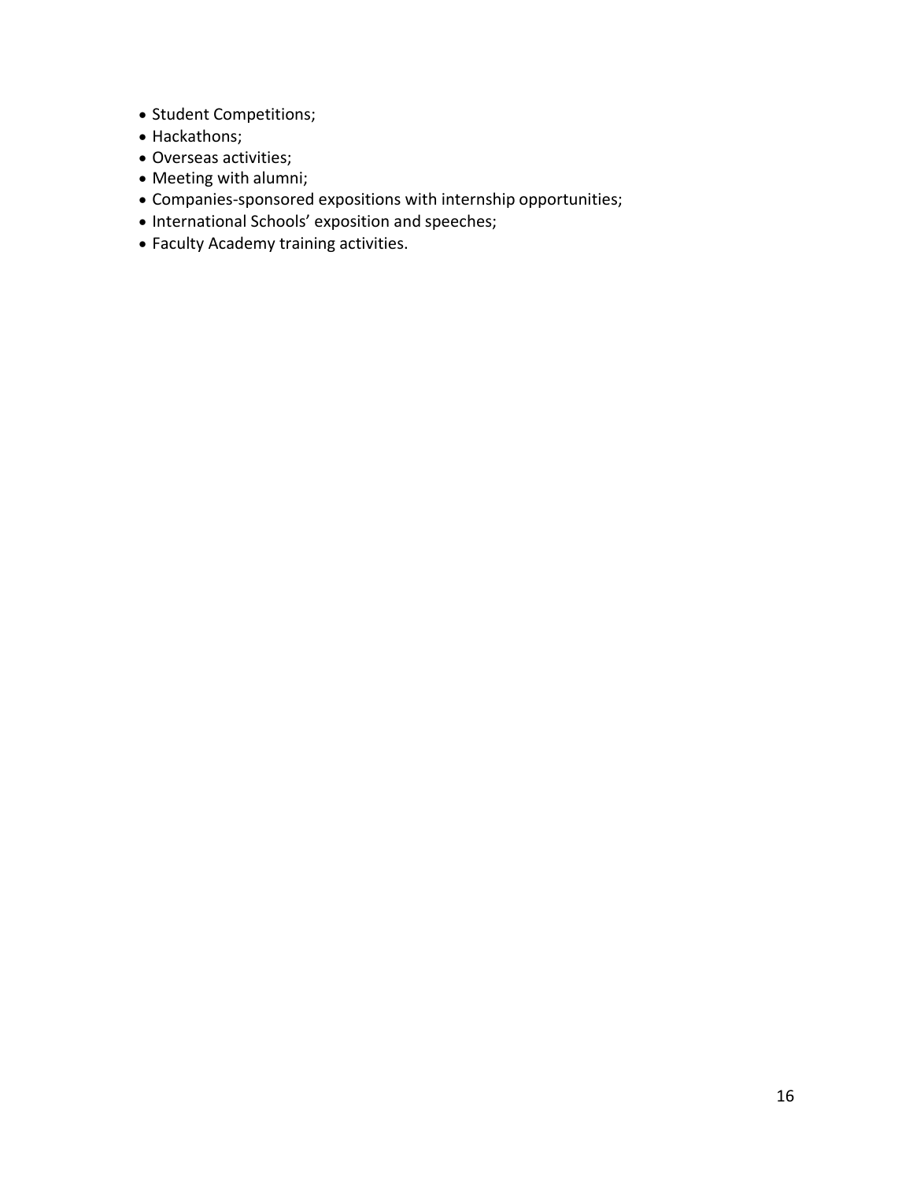- Student Competitions;
- Hackathons;
- Overseas activities;
- Meeting with alumni;
- Companies-sponsored expositions with internship opportunities;
- International Schools' exposition and speeches;
- Faculty Academy training activities.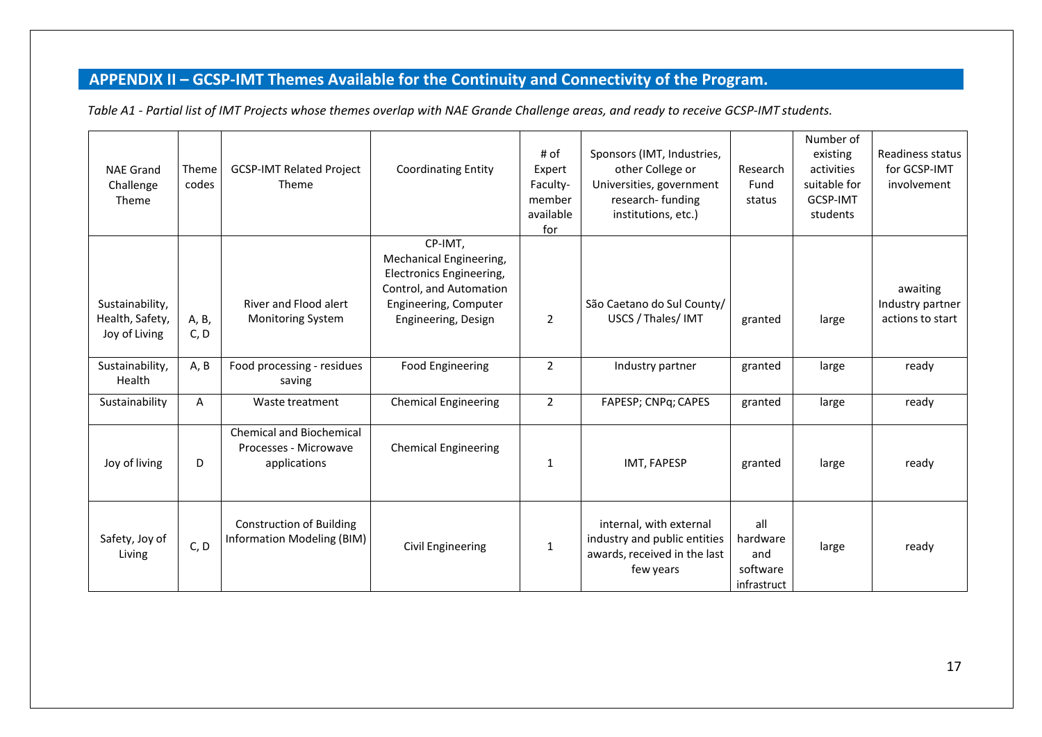## APPENDIX II – GCSP-IMT Themes Available for the Continuity and Connectivity of the Program.

*Table A1 - Partial list of IMT Projects whose themes overlap with NAE Grande Challenge areas, and ready to receive GCSP-IMT students.*

| NAE Grand Challenge Theme | Theme codes | GCSP-IMT Related Project Theme | Coordinating Entity | # of Expert Faculty-member available for | Sponsors (IMT, Industries, other College or Universities, government research- funding institutions, etc.) | Research Fund status | Number of existing activities suitable for GCSP-IMT students | Readiness status for GCSP-IMT involvement |
|---|---|---|---|---|---|---|---|---|
| Sustainability, Health, Safety, Joy of Living | A, B, C, D | River and Flood alert Monitoring System | CP-IMT, Mechanical Engineering, Electronics Engineering, Control, and Automation Engineering, Computer Engineering, Design | 2 | São Caetano do Sul County/ USCS / Thales/ IMT | granted | large | awaiting Industry partner actions to start |
| Sustainability, Health | A, B | Food processing - residues saving | Food Engineering | 2 | Industry partner | granted | large | ready |
| Sustainability | A | Waste treatment | Chemical Engineering | 2 | FAPESP; CNPq; CAPES | granted | large | ready |
| Joy of living | D | Chemical and Biochemical Processes - Microwave applications | Chemical Engineering | 1 | IMT, FAPESP | granted | large | ready |
| Safety, Joy of Living | C, D | Construction of Building Information Modeling (BIM) | Civil Engineering | 1 | internal, with external industry and public entities awards, received in the last few years | all hardware and software infrastruct | large | ready |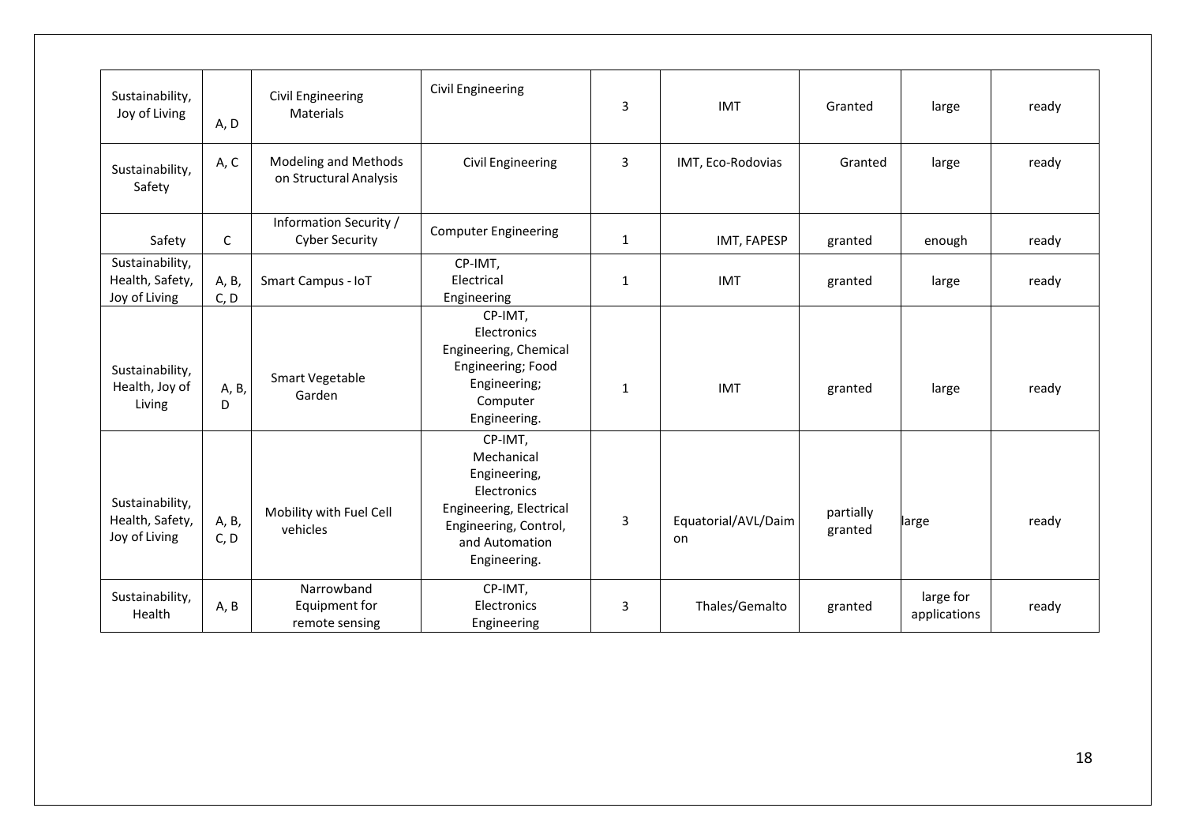| | | | | | | | | |
|---|---|---|---|---|---|---|---|---|
| Sustainability, Joy of Living | A, D | Civil Engineering Materials | Civil Engineering | 3 | IMT | Granted | large | ready |
| Sustainability, Safety | A, C | Modeling and Methods on Structural Analysis | Civil Engineering | 3 | IMT, Eco-Rodovias | Granted | large | ready |
| Safety | C | Information Security / Cyber Security | Computer Engineering | 1 | IMT, FAPESP | granted | enough | ready |
| Sustainability, Health, Safety, Joy of Living | A, B, C, D | Smart Campus - IoT | CP-IMT, Electrical Engineering | 1 | IMT | granted | large | ready |
| Sustainability, Health, Joy of Living | A, B, D | Smart Vegetable Garden | CP-IMT, Electronics Engineering, Chemical Engineering; Food Engineering; Computer Engineering. | 1 | IMT | granted | large | ready |
| Sustainability, Health, Safety, Joy of Living | A, B, C, D | Mobility with Fuel Cell vehicles | CP-IMT, Mechanical Engineering, Electronics Engineering, Electrical Engineering, Control, and Automation Engineering. | 3 | Equatorial/AVL/Daimon | partially granted | large | ready |
| Sustainability, Health | A, B | Narrowband Equipment for remote sensing | CP-IMT, Electronics Engineering | 3 | Thales/Gemalto | granted | large for applications | ready |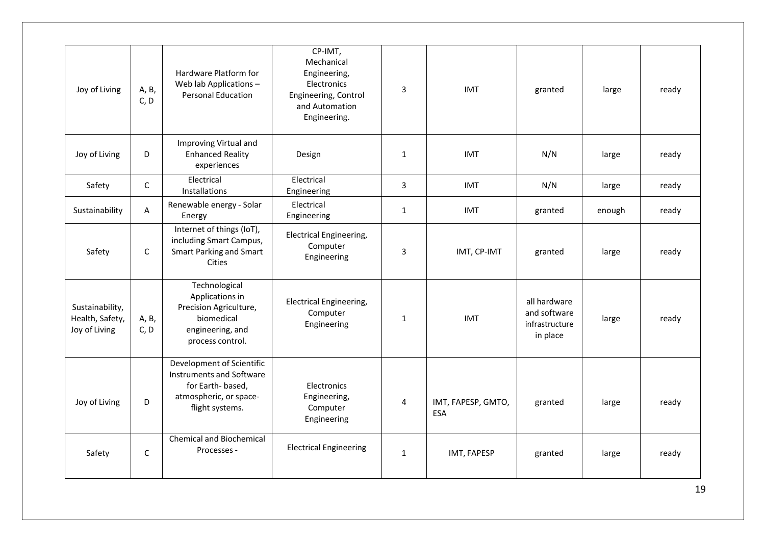| | | | | | | | | |
|---|---|---|---|---|---|---|---|---|
| Joy of Living | A, B, C, D | Hardware Platform for Web lab Applications – Personal Education | CP-IMT, Mechanical Engineering, Electronics Engineering, Control and Automation Engineering. | 3 | IMT | granted | large | ready |
| Joy of Living | D | Improving Virtual and Enhanced Reality experiences | Design | 1 | IMT | N/N | large | ready |
| Safety | C | Electrical Installations | Electrical Engineering | 3 | IMT | N/N | large | ready |
| Sustainability | A | Renewable energy - Solar Energy | Electrical Engineering | 1 | IMT | granted | enough | ready |
| Safety | C | Internet of things (IoT), including Smart Campus, Smart Parking and Smart Cities | Electrical Engineering, Computer Engineering | 3 | IMT, CP-IMT | granted | large | ready |
| Sustainability, Health, Safety, Joy of Living | A, B, C, D | Technological Applications in Precision Agriculture, biomedical engineering, and process control. | Electrical Engineering, Computer Engineering | 1 | IMT | all hardware and software infrastructure in place | large | ready |
| Joy of Living | D | Development of Scientific Instruments and Software for Earth- based, atmospheric, or space-flight systems. | Electronics Engineering, Computer Engineering | 4 | IMT, FAPESP, GMTO, ESA | granted | large | ready |
| Safety | C | Chemical and Biochemical Processes - | Electrical Engineering | 1 | IMT, FAPESP | granted | large | ready |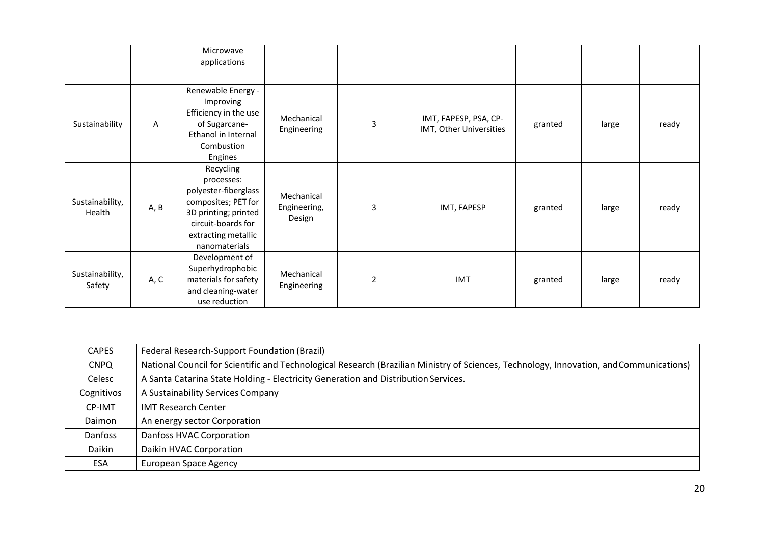| | | | | | | | | |
|---|---|---|---|---|---|---|---|---|
| | | Microwave applications | | | | | | |
| Sustainability | A | Renewable Energy - Improving Efficiency in the use of Sugarcane-Ethanol in Internal Combustion Engines | Mechanical Engineering | 3 | IMT, FAPESP, PSA, CP-IMT, Other Universities | granted | large | ready |
| Sustainability, Health | A, B | Recycling processes: polyester-fiberglass composites; PET for 3D printing; printed circuit-boards for extracting metallic nanomaterials | Mechanical Engineering, Design | 3 | IMT, FAPESP | granted | large | ready |
| Sustainability, Safety | A, C | Development of Superhydrophobic materials for safety and cleaning-water use reduction | Mechanical Engineering | 2 | IMT | granted | large | ready |

| | |
|---|---|
| CAPES | Federal Research-Support Foundation (Brazil) |
| CNPQ | National Council for Scientific and Technological Research (Brazilian Ministry of Sciences, Technology, Innovation, and Communications) |
| Celesc | A Santa Catarina State Holding - Electricity Generation and Distribution Services. |
| Cognitivos | A Sustainability Services Company |
| CP-IMT | IMT Research Center |
| Daimon | An energy sector Corporation |
| Danfoss | Danfoss HVAC Corporation |
| Daikin | Daikin HVAC Corporation |
| ESA | European Space Agency |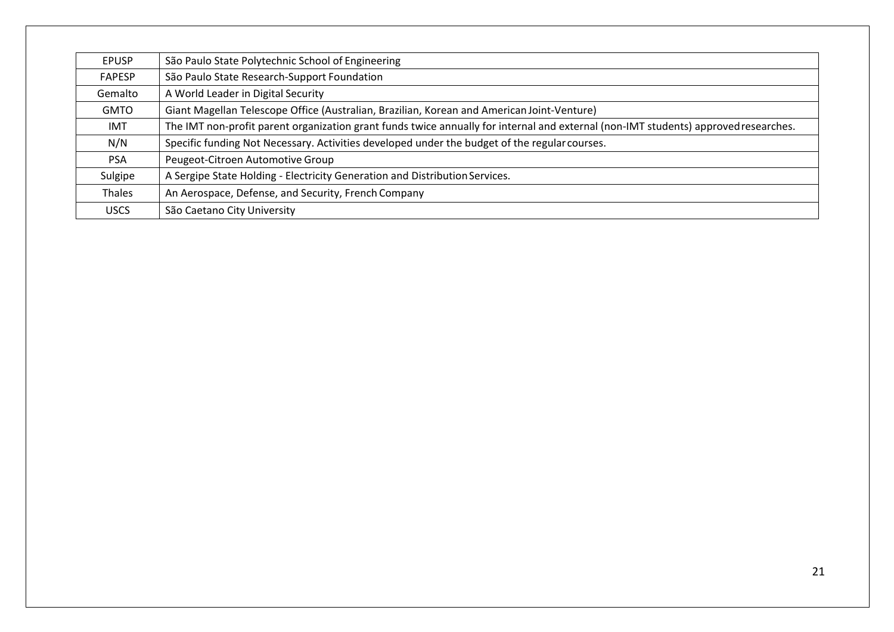| | |
|---|---|
| EPUSP | São Paulo State Polytechnic School of Engineering |
| FAPESP | São Paulo State Research-Support Foundation |
| Gemalto | A World Leader in Digital Security |
| GMTO | Giant Magellan Telescope Office (Australian, Brazilian, Korean and American Joint-Venture) |
| IMT | The IMT non-profit parent organization grant funds twice annually for internal and external (non-IMT students) approved researches. |
| N/N | Specific funding Not Necessary. Activities developed under the budget of the regular courses. |
| PSA | Peugeot-Citroen Automotive Group |
| Sulgipe | A Sergipe State Holding - Electricity Generation and Distribution Services. |
| Thales | An Aerospace, Defense, and Security, French Company |
| USCS | São Caetano City University |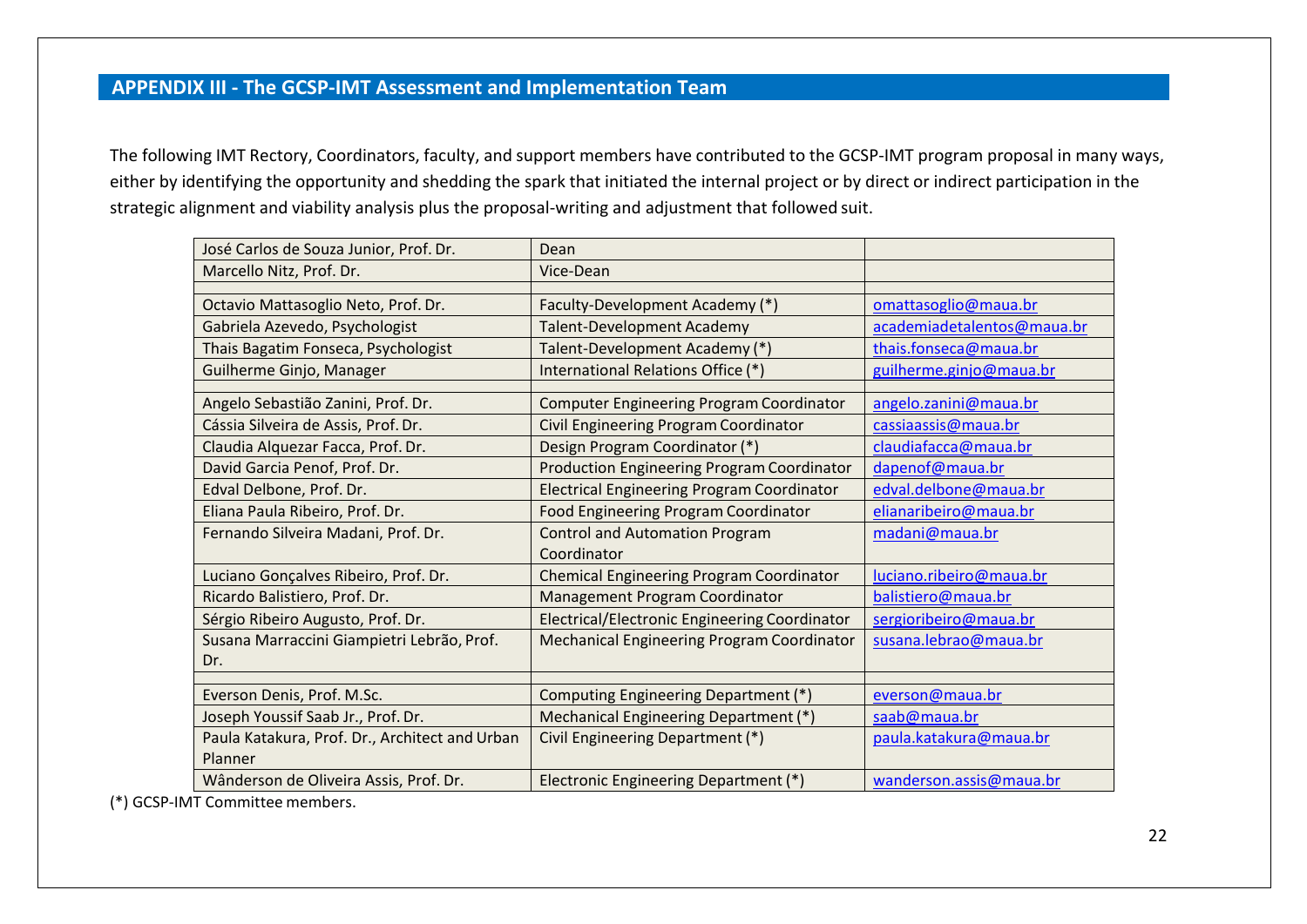## APPENDIX III - The GCSP-IMT Assessment and Implementation Team

The following IMT Rectory, Coordinators, faculty, and support members have contributed to the GCSP-IMT program proposal in many ways, either by identifying the opportunity and shedding the spark that initiated the internal project or by direct or indirect participation in the strategic alignment and viability analysis plus the proposal-writing and adjustment that followed suit.

| | | |
|---|---|---|
| José Carlos de Souza Junior, Prof. Dr. | Dean | |
| Marcello Nitz, Prof. Dr. | Vice-Dean | |
| | | |
| Octavio Mattasoglio Neto, Prof. Dr. | Faculty-Development Academy (*) | omattasoglio@maua.br |
| Gabriela Azevedo, Psychologist | Talent-Development Academy | academiadetalentos@maua.br |
| Thais Bagatim Fonseca, Psychologist | Talent-Development Academy (*) | thais.fonseca@maua.br |
| Guilherme Ginjo, Manager | International Relations Office (*) | guilherme.ginjo@maua.br |
| | | |
| Angelo Sebastião Zanini, Prof. Dr. | Computer Engineering Program Coordinator | angelo.zanini@maua.br |
| Cássia Silveira de Assis, Prof. Dr. | Civil Engineering Program Coordinator | cassiaassis@maua.br |
| Claudia Alquezar Facca, Prof. Dr. | Design Program Coordinator (*) | claudiafacca@maua.br |
| David Garcia Penof, Prof. Dr. | Production Engineering Program Coordinator | dapenof@maua.br |
| Edval Delbone, Prof. Dr. | Electrical Engineering Program Coordinator | edval.delbone@maua.br |
| Eliana Paula Ribeiro, Prof. Dr. | Food Engineering Program Coordinator | elianaribeiro@maua.br |
| Fernando Silveira Madani, Prof. Dr. | Control and Automation Program Coordinator | madani@maua.br |
| Luciano Gonçalves Ribeiro, Prof. Dr. | Chemical Engineering Program Coordinator | luciano.ribeiro@maua.br |
| Ricardo Balistiero, Prof. Dr. | Management Program Coordinator | balistiero@maua.br |
| Sérgio Ribeiro Augusto, Prof. Dr. | Electrical/Electronic Engineering Coordinator | sergioribeiro@maua.br |
| Susana Marraccini Giampietri Lebrão, Prof. Dr. | Mechanical Engineering Program Coordinator | susana.lebrao@maua.br |
| | | |
| Everson Denis, Prof. M.Sc. | Computing Engineering Department (*) | everson@maua.br |
| Joseph Youssif Saab Jr., Prof. Dr. | Mechanical Engineering Department (*) | saab@maua.br |
| Paula Katakura, Prof. Dr., Architect and Urban Planner | Civil Engineering Department (*) | paula.katakura@maua.br |
| Wânderson de Oliveira Assis, Prof. Dr. | Electronic Engineering Department (*) | wanderson.assis@maua.br |

(*) GCSP-IMT Committee members.